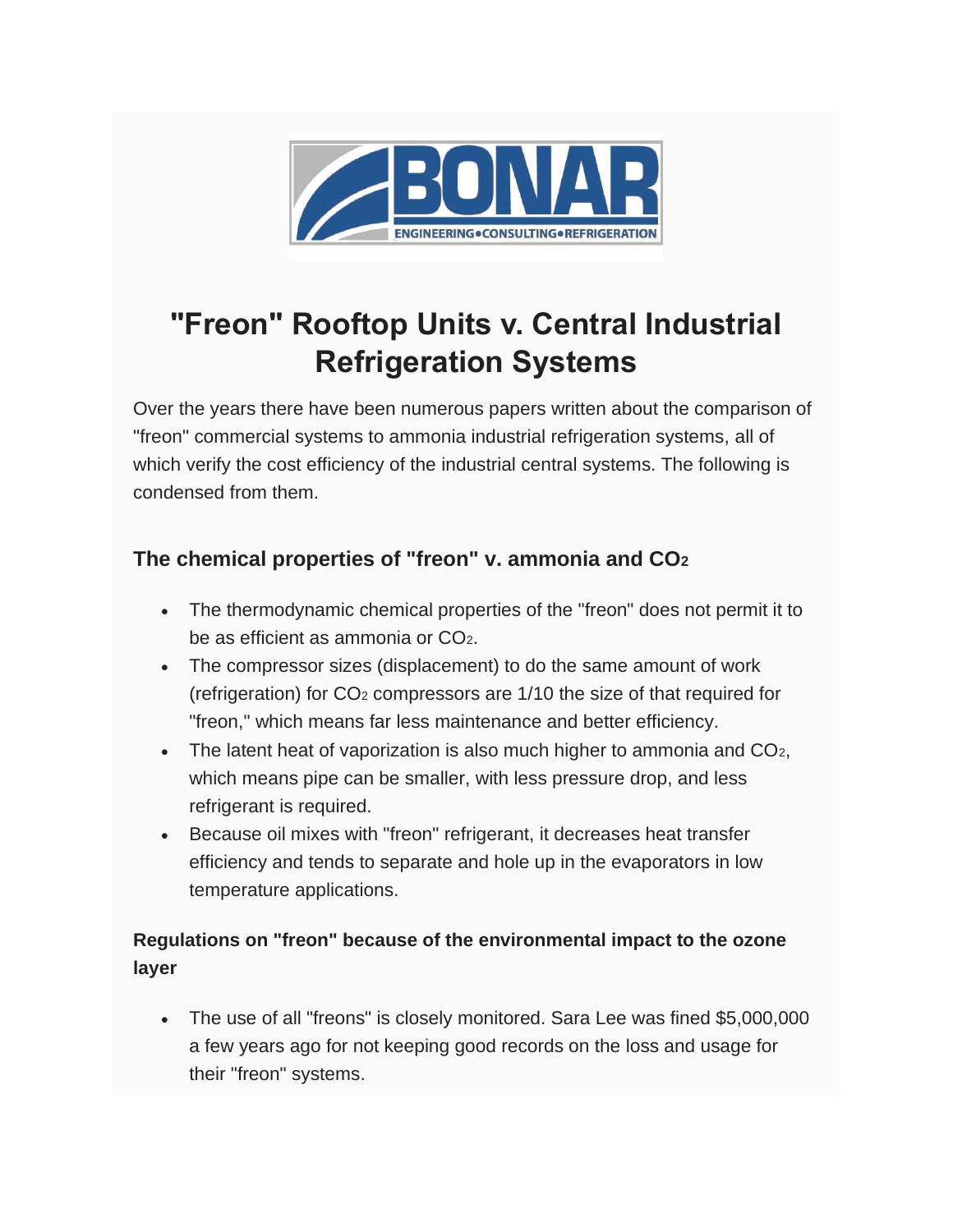# "Freon" Rooftop Units v. Central Industrial Refrigeration Systems

Over the years there have been numerous papers written about the comparison of "freon" commercial systems to ammonia industrial refrigeration systems, all of which verify the cost efficiency of the industrial central systems. The following is condensed from them.

### The chemical properties of "freon" v. ammonia and $CO_2$

- The thermodynamic chemical properties of the "freon" does not permit it to be as efficient as ammonia or $CO_2$.
- The compressor sizes (displacement) to do the same amount of work (refrigeration) for $CO_2$ compressors are 1/10 the size of that required for "freon," which means far less maintenance and better efficiency.
- The latent heat of vaporization is also much higher to ammonia and $CO_2$, which means pipe can be smaller, with less pressure drop, and less refrigerant is required.
- Because oil mixes with "freon" refrigerant, it decreases heat transfer efficiency and tends to separate and hole up in the evaporators in low temperature applications.

#### Regulations on "freon" because of the environmental impact to the ozone layer

- The use of all "freons" is closely monitored. Sara Lee was fined $5,000,000 a few years ago for not keeping good records on the loss and usage for their "freon" systems.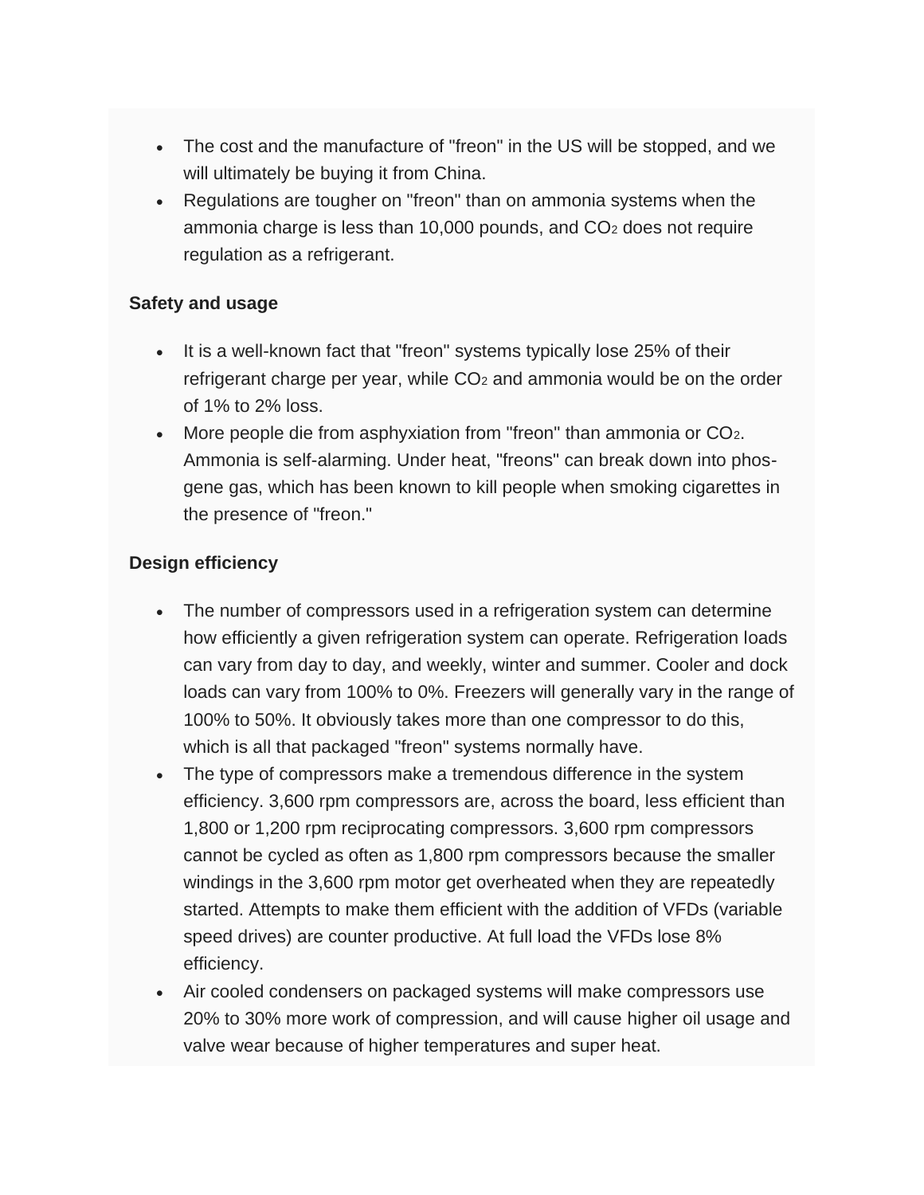- The cost and the manufacture of "freon" in the US will be stopped, and we will ultimately be buying it from China.
- Regulations are tougher on "freon" than on ammonia systems when the ammonia charge is less than 10,000 pounds, and $CO_2$ does not require regulation as a refrigerant.

**Safety and usage**

- It is a well-known fact that "freon" systems typically lose 25% of their refrigerant charge per year, while $CO_2$ and ammonia would be on the order of 1% to 2% loss.
- More people die from asphyxiation from "freon" than ammonia or $CO_2$. Ammonia is self-alarming. Under heat, "freons" can break down into phosgene gas, which has been known to kill people when smoking cigarettes in the presence of "freon."

**Design efficiency**

- The number of compressors used in a refrigeration system can determine how efficiently a given refrigeration system can operate. Refrigeration loads can vary from day to day, and weekly, winter and summer. Cooler and dock loads can vary from 100% to 0%. Freezers will generally vary in the range of 100% to 50%. It obviously takes more than one compressor to do this, which is all that packaged "freon" systems normally have.
- The type of compressors make a tremendous difference in the system efficiency. 3,600 rpm compressors are, across the board, less efficient than 1,800 or 1,200 rpm reciprocating compressors. 3,600 rpm compressors cannot be cycled as often as 1,800 rpm compressors because the smaller windings in the 3,600 rpm motor get overheated when they are repeatedly started. Attempts to make them efficient with the addition of VFDs (variable speed drives) are counter productive. At full load the VFDs lose 8% efficiency.
- Air cooled condensers on packaged systems will make compressors use 20% to 30% more work of compression, and will cause higher oil usage and valve wear because of higher temperatures and super heat.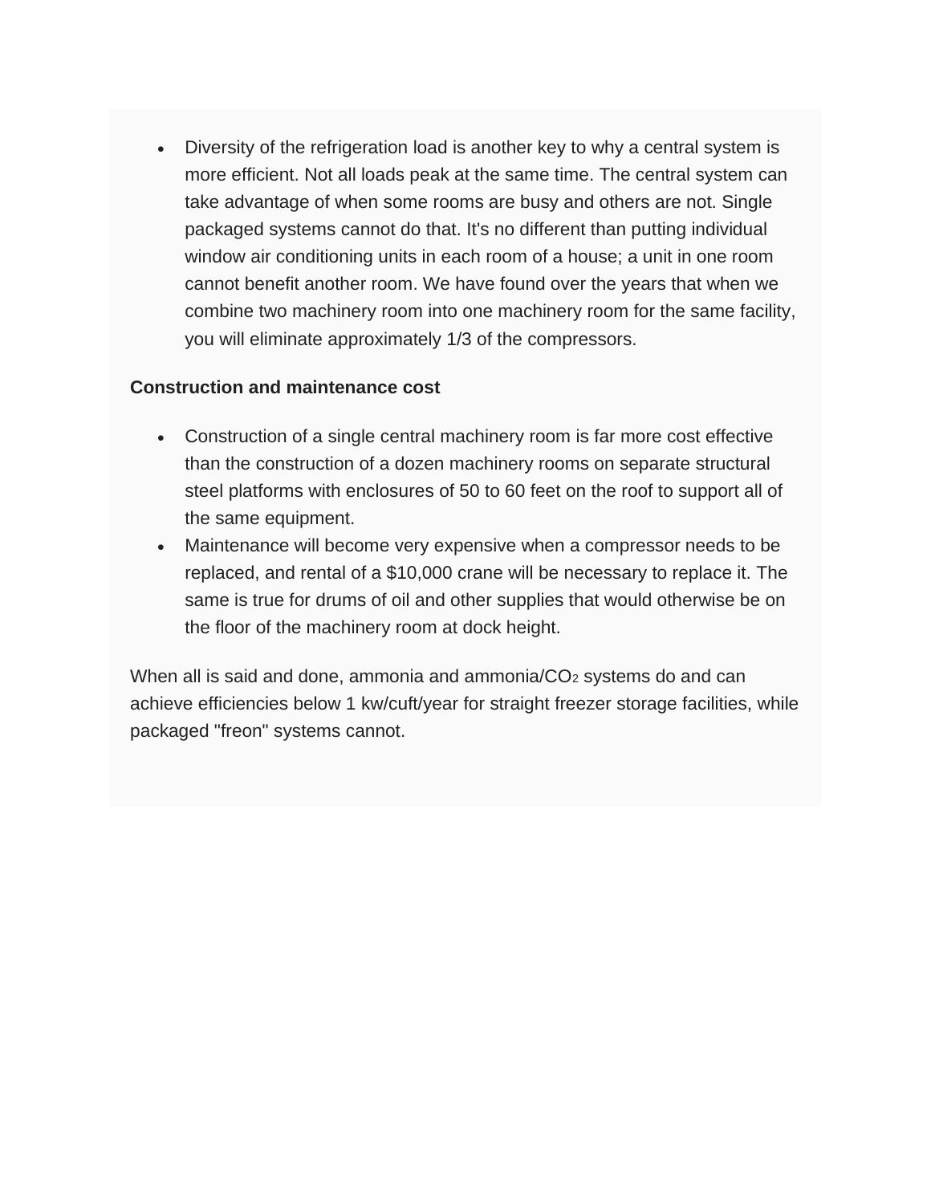- Diversity of the refrigeration load is another key to why a central system is more efficient. Not all loads peak at the same time. The central system can take advantage of when some rooms are busy and others are not. Single packaged systems cannot do that. It's no different than putting individual window air conditioning units in each room of a house; a unit in one room cannot benefit another room. We have found over the years that when we combine two machinery room into one machinery room for the same facility, you will eliminate approximately 1/3 of the compressors.

**Construction and maintenance cost**

- Construction of a single central machinery room is far more cost effective than the construction of a dozen machinery rooms on separate structural steel platforms with enclosures of 50 to 60 feet on the roof to support all of the same equipment.
- Maintenance will become very expensive when a compressor needs to be replaced, and rental of a $10,000 crane will be necessary to replace it. The same is true for drums of oil and other supplies that would otherwise be on the floor of the machinery room at dock height.

When all is said and done, ammonia and ammonia/$CO_2$ systems do and can achieve efficiencies below 1 kw/cuft/year for straight freezer storage facilities, while packaged "freon" systems cannot.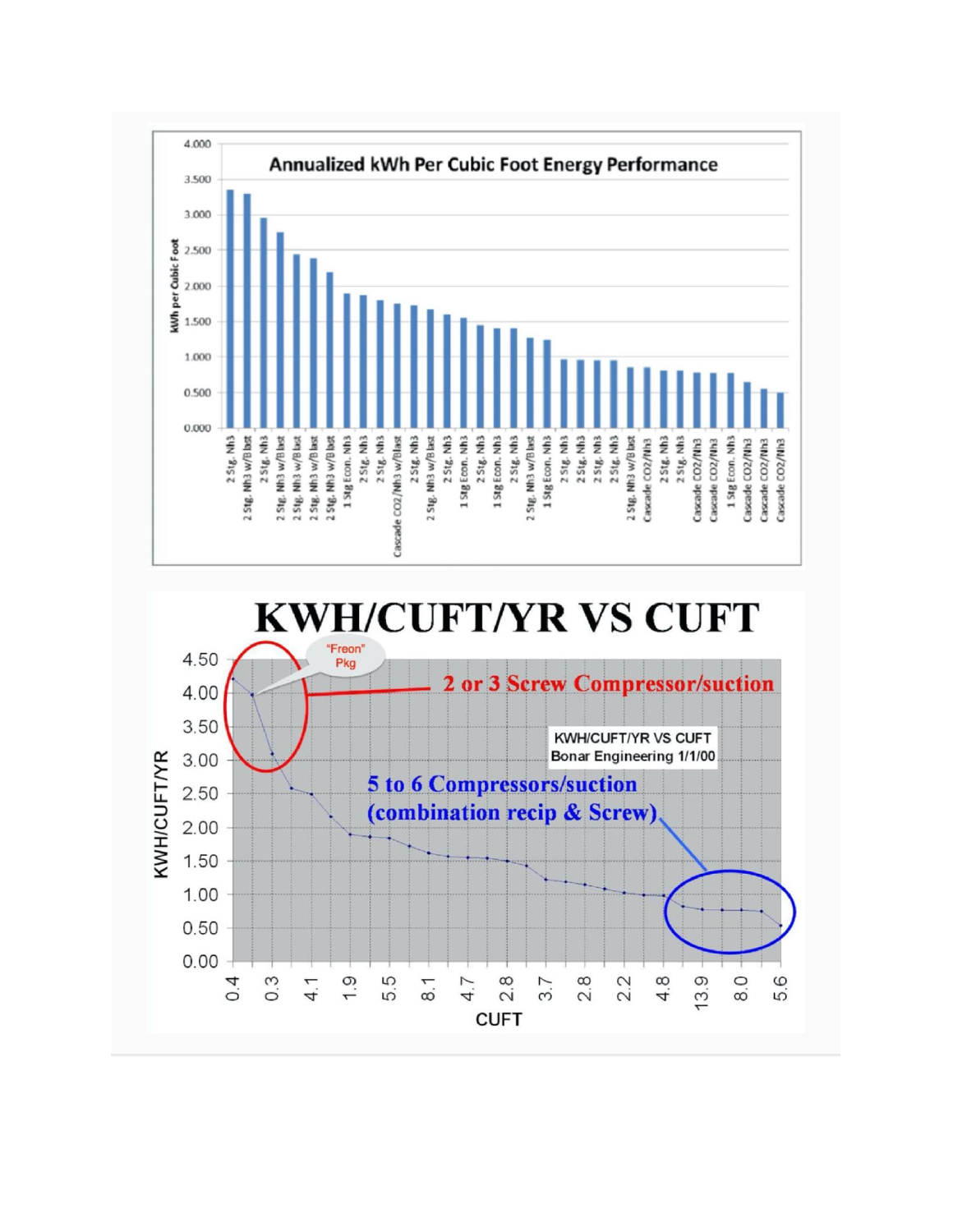Annualized kWh Per Cubic Foot Energy Performance

kWh per Cubic Foot

4.000
3.500
3.000
2.500
2.000
1.500
1.000
0.500
0.000

2 Stg. Nh3
2 Stg. Nh3 w/Blast
2 Stg. Nh3
2 Stg. Nh3 w/Blast
2 Stg. Nh3 w/Blast
2 Stg. Nh3 w/Blast
2 Stg. Nh3 w/Blast
1 Stg Econ. Nh3
2 Stg. Nh3
2 Stg. Nh3
Cascade CO2/Nh3 w/Blast
2 Stg. Nh3
2 Stg. Nh3 w/Blast
2 Stg. Nh3
1 Stg Econ. Nh3
2 Stg. Nh3
1 Stg Econ. Nh3
2 Stg. Nh3
2 Stg. Nh3 w/Blast
1 Stg Econ. Nh3
2 Stg. Nh3
2 Stg. Nh3
2 Stg. Nh3
2 Stg. Nh3
2 Stg. Nh3 w/Blast
Cascade CO2/Nh3
2 Stg. Nh3
2 Stg. Nh3
Cascade CO2/Nh3
Cascade CO2/Nh3
1 Stg Econ. Nh3
Cascade CO2/Nh3
Cascade CO2/Nh3
Cascade CO2/Nh3

KWH/CUFT/YR VS CUFT

KWH/CUFT/YR

4.50
4.00
3.50
3.00
2.50
2.00
1.50
1.00
0.50
0.00

"Freon" Pkg

2 or 3 Screw Compressor/suction

KWH/CUFT/YR VS CUFT
Bonar Engineering 1/1/00

5 to 6 Compressors/suction (combination recip & Screw)

0.4
0.3
4.1
1.9
5.5
8.1
4.7
2.8
3.7
2.8
2.2
4.8
13.9
8.0
5.6

CUFT